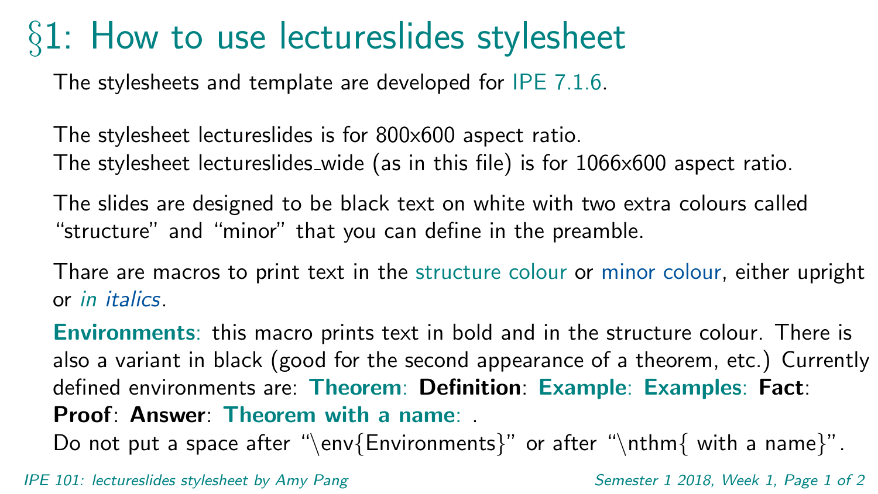# §1: How to use lectureslides stylesheet

The stylesheets and template are developed for IPE 7.1.6.

The stylesheet lectureslides is for 800x600 aspect ratio.
The stylesheet lectureslides_wide (as in this file) is for 1066x600 aspect ratio.

The slides are designed to be black text on white with two extra colours called "structure" and "minor" that you can define in the preamble.

Thare are macros to print text in the structure colour or minor colour, either upright or *in italics*.

**Environments**: this macro prints text in bold and in the structure colour. There is also a variant in black (good for the second appearance of a theorem, etc.) Currently defined environments are: **Theorem**: **Definition**: **Example**: **Examples**: **Fact**: **Proof**: **Answer**: **Theorem with a name**: .
Do not put a space after "\env{Environments}" or after "\nthm{ with a name}".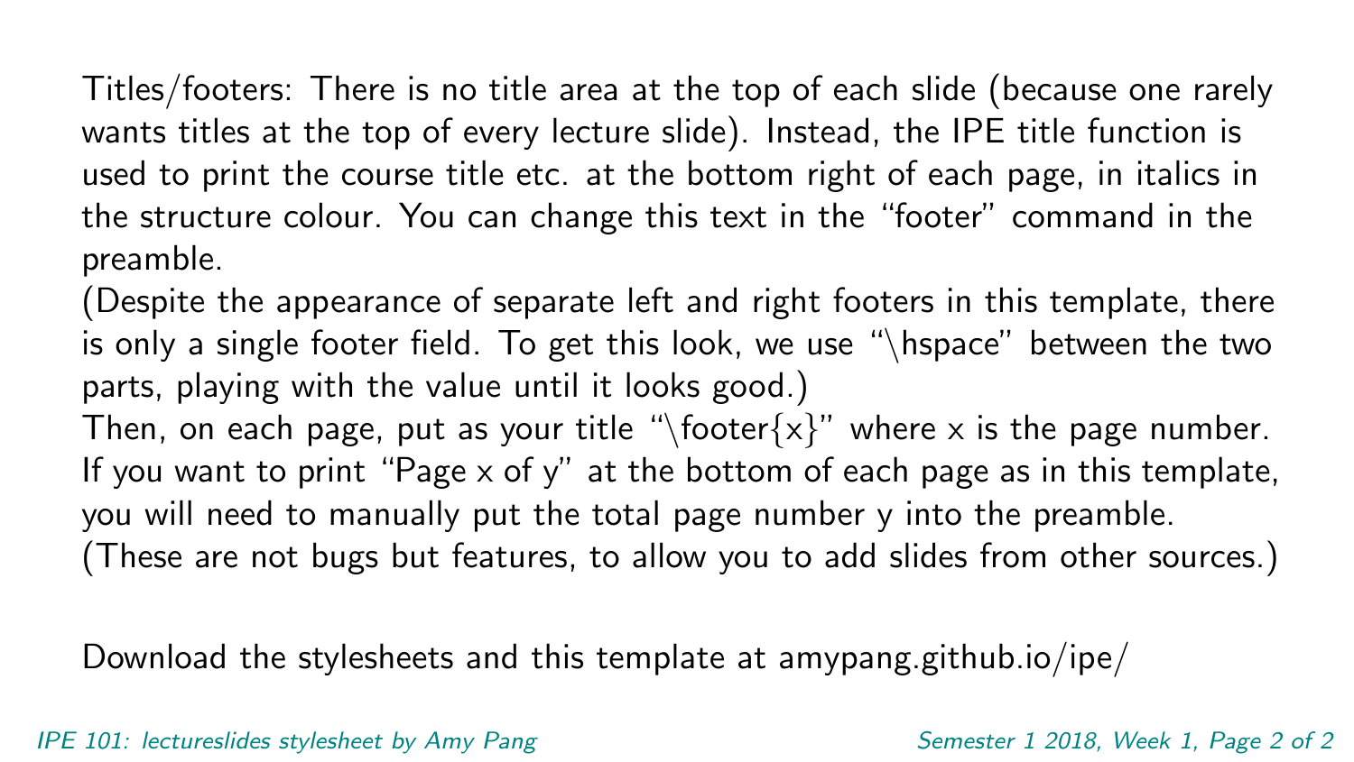Titles/footers: There is no title area at the top of each slide (because one rarely wants titles at the top of every lecture slide). Instead, the IPE title function is used to print the course title etc. at the bottom right of each page, in italics in the structure colour. You can change this text in the "footer" command in the preamble.

(Despite the appearance of separate left and right footers in this template, there is only a single footer field. To get this look, we use "\hspace" between the two parts, playing with the value until it looks good.)

Then, on each page, put as your title "\footer{x}" where x is the page number.

If you want to print "Page x of y" at the bottom of each page as in this template, you will need to manually put the total page number y into the preamble.

(These are not bugs but features, to allow you to add slides from other sources.)

Download the stylesheets and this template at amypang.github.io/ipe/